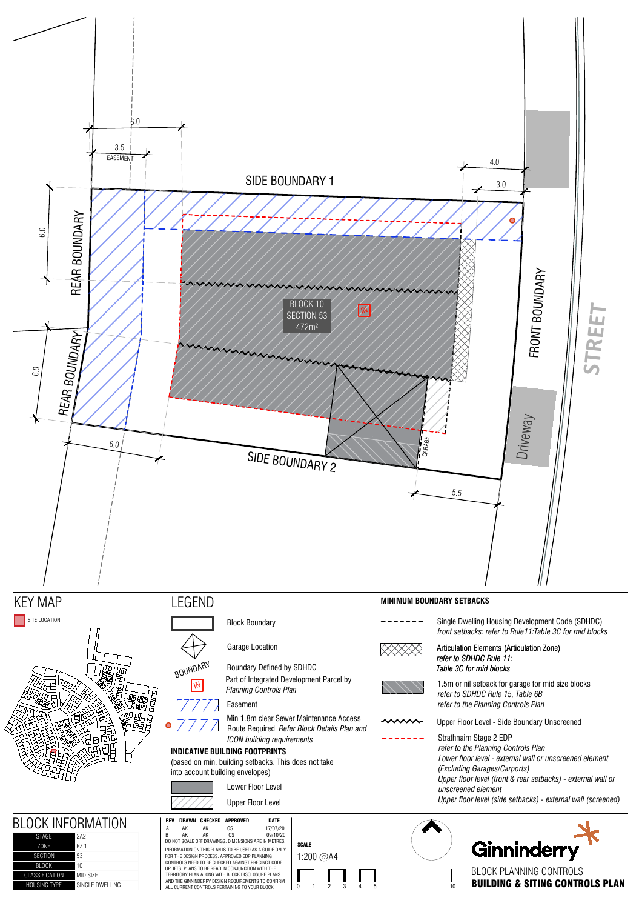SIDE BOUNDARY 1

REAR BOUNDARY

REAR BOUNDARY

FRONT BOUNDARY

STREET

SIDE BOUNDARY 2

Driveway

GARAGE

BLOCK 10
SECTION 53
472m²

6.0

3.5
EASEMENT

4.0

3.0

6.0

6.0

6.0

5.5

## KEY MAP

SITE LOCATION

## LEGEND

- Block Boundary
- Garage Location
- Boundary Defined by SDHDC
- Part of Integrated Development Parcel by *Planning Controls Plan*
- Easement
- Min 1.8m clear Sewer Maintenance Access Route Required *Refer Block Details Plan and ICON building requirements*

**INDICATIVE BUILDING FOOTPRINTS**

(based on min. building setbacks. This does not take into account building envelopes)

- Lower Floor Level
- Upper Floor Level

**MINIMUM BOUNDARY SETBACKS**

- Single Dwelling Housing Development Code (SDHDC) *front setbacks: refer to Rule11:Table 3C for mid blocks*
- Articulation Elements (Articulation Zone) *refer to SDHDC Rule 11: Table 3C for mid blocks*
- 1.5m or nil setback for garage for mid size blocks *refer to SDHDC Rule 15, Table 6B refer to the Planning Controls Plan*
- Upper Floor Level - Side Boundary Unscreened
- Strathnairn Stage 2 EDP *refer to the Planning Controls Plan Lower floor level - external wall or unscreened element (Excluding Garages/Carports) Upper floor level (front & rear setbacks) - external wall or unscreened element Upper floor level (side setbacks) - external wall (screened)*

## BLOCK INFORMATION

| | |
|---|---|
| STAGE | 2A2 |
| ZONE | RZ 1 |
| SECTION | 53 |
| BLOCK | 10 |
| CLASSIFICATION | MID SIZE |
| HOUSING TYPE | SINGLE DWELLING |

| REV | DRAWN | CHECKED | APPROVED | DATE |
|---|---|---|---|---|
| A | AK | AK | CS | 17/07/20 |
| B | AK | AK | CS | 09/10/20 |

DO NOT SCALE OFF DRAWINGS. DIMENSIONS ARE IN METRES.

INFORMATION ON THIS PLAN IS TO BE USED AS A GUIDE ONLY FOR THE DESIGN PROCESS. APPROVED EDP PLANNING CONTROLS NEED TO BE CHECKED AGAINST PRECINCT CODE UPLIFTS. PLANS TO BE READ IN CONJUNCTION WITH THE TERRITORY PLAN ALONG WITH BLOCK DISCLOSURE PLANS AND THE GINNINDERRY DESIGN REQUIREMENTS TO CONFIRM ALL CURRENT CONTROLS PERTAINING TO YOUR BLOCK.

**SCALE**

1:200 @A4

0 1 2 3 4 5 10

Ginninderry

BLOCK PLANNING CONTROLS

**BUILDING & SITING CONTROLS PLAN**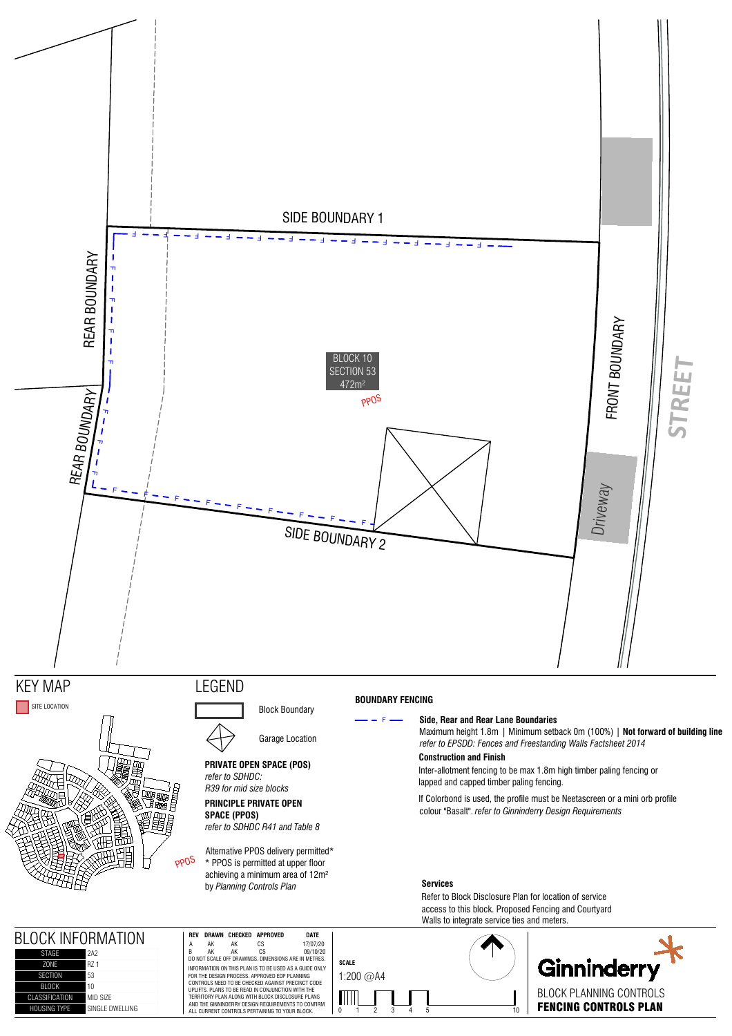SIDE BOUNDARY 1

REAR BOUNDARY

REAR BOUNDARY

FRONT BOUNDARY

STREET

BLOCK 10
SECTION 53
472m²

PPOS

Driveway

SIDE BOUNDARY 2

## KEY MAP

SITE LOCATION

PPOS

## LEGEND

Block Boundary

Garage Location

**PRIVATE OPEN SPACE (POS)**
*refer to SDHDC:*
*R39 for mid size blocks*

**PRINCIPLE PRIVATE OPEN SPACE (PPOS)**
*refer to SDHDC R41 and Table 8*

Alternative PPOS delivery permitted*
* PPOS is permitted at upper floor achieving a minimum area of 12m²
by *Planning Controls Plan*

**BOUNDARY FENCING**

**Side, Rear and Rear Lane Boundaries**
Maximum height 1.8m | Minimum setback 0m (100%) | **Not forward of building line**
*refer to EPSDD: Fences and Freestanding Walls Factsheet 2014*

**Construction and Finish**
Inter-allotment fencing to be max 1.8m high timber paling fencing or lapped and capped timber paling fencing.

If Colorbond is used, the profile must be Neetascreen or a mini orb profile colour "Basalt". *refer to Ginninderry Design Requirements*

**Services**
Refer to Block Disclosure Plan for location of service access to this block. Proposed Fencing and Courtyard Walls to integrate service ties and meters.

## BLOCK INFORMATION

| | |
|---|---|
| STAGE | 2A2 |
| ZONE | RZ 1 |
| SECTION | 53 |
| BLOCK | 10 |
| CLASSIFICATION | MID SIZE |
| HOUSING TYPE | SINGLE DWELLING |

| REV | DRAWN | CHECKED | APPROVED | DATE |
|---|---|---|---|---|
| A | AK | AK | CS | 17/07/20 |
| B | AK | AK | CS | 09/10/20 |

DO NOT SCALE OFF DRAWINGS. DIMENSIONS ARE IN METRES.

INFORMATION ON THIS PLAN IS TO BE USED AS A GUIDE ONLY FOR THE DESIGN PROCESS. APPROVED EDP PLANNING CONTROLS NEED TO BE CHECKED AGAINST PRECINCT CODE UPLIFTS. PLANS TO BE READ IN CONJUNCTION WITH THE TERRITORY PLAN ALONG WITH BLOCK DISCLOSURE PLANS AND THE GINNINDERRY DESIGN REQUIREMENTS TO CONFIRM ALL CURRENT CONTROLS PERTAINING TO YOUR BLOCK.

**SCALE**
1:200 @A4

0 1 2 3 4 5 10

Ginninderry

BLOCK PLANNING CONTROLS
**FENCING CONTROLS PLAN**